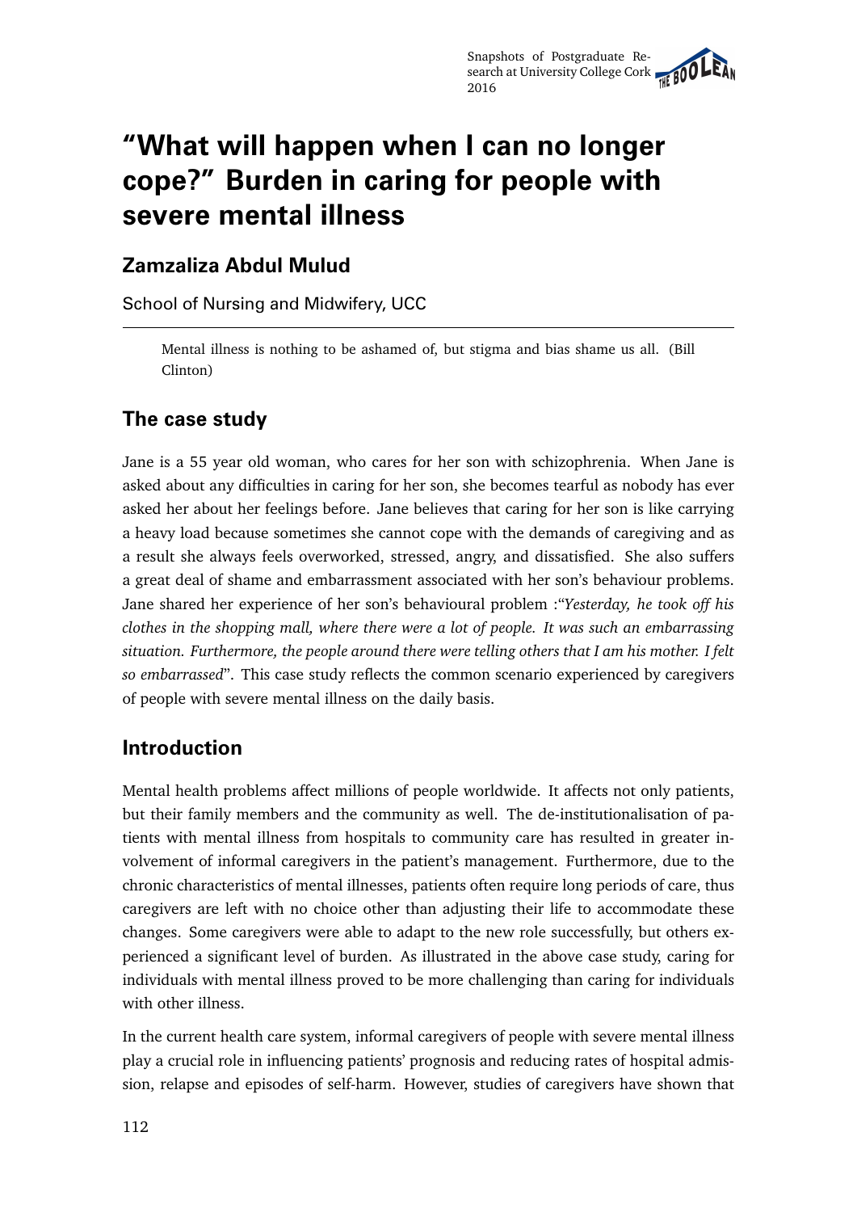# "What will happen when I can no longer cope?" Burden in caring for people with severe mental illness

## Zamzaliza Abdul Mulud

School of Nursing and Midwifery, UCC

> Mental illness is nothing to be ashamed of, but stigma and bias shame us all. (Bill Clinton)

## The case study

Jane is a 55 year old woman, who cares for her son with schizophrenia. When Jane is asked about any difficulties in caring for her son, she becomes tearful as nobody has ever asked her about her feelings before. Jane believes that caring for her son is like carrying a heavy load because sometimes she cannot cope with the demands of caregiving and as a result she always feels overworked, stressed, angry, and dissatisfied. She also suffers a great deal of shame and embarrassment associated with her son's behaviour problems. Jane shared her experience of her son's behavioural problem :"*Yesterday, he took off his clothes in the shopping mall, where there were a lot of people. It was such an embarrassing situation. Furthermore, the people around there were telling others that I am his mother. I felt so embarrassed*". This case study reflects the common scenario experienced by caregivers of people with severe mental illness on the daily basis.

## Introduction

Mental health problems affect millions of people worldwide. It affects not only patients, but their family members and the community as well. The de-institutionalisation of patients with mental illness from hospitals to community care has resulted in greater involvement of informal caregivers in the patient's management. Furthermore, due to the chronic characteristics of mental illnesses, patients often require long periods of care, thus caregivers are left with no choice other than adjusting their life to accommodate these changes. Some caregivers were able to adapt to the new role successfully, but others experienced a significant level of burden. As illustrated in the above case study, caring for individuals with mental illness proved to be more challenging than caring for individuals with other illness.

In the current health care system, informal caregivers of people with severe mental illness play a crucial role in influencing patients' prognosis and reducing rates of hospital admission, relapse and episodes of self-harm. However, studies of caregivers have shown that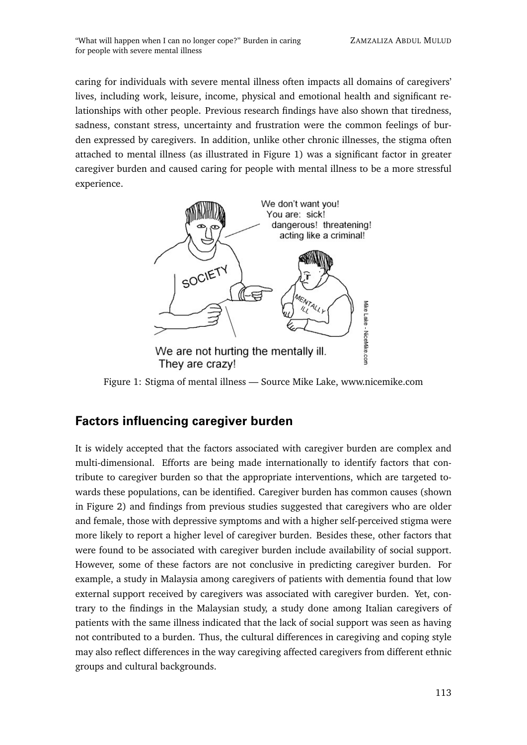caring for individuals with severe mental illness often impacts all domains of caregivers' lives, including work, leisure, income, physical and emotional health and significant relationships with other people. Previous research findings have also shown that tiredness, sadness, constant stress, uncertainty and frustration were the common feelings of burden expressed by caregivers. In addition, unlike other chronic illnesses, the stigma often attached to mental illness (as illustrated in Figure 1) was a significant factor in greater caregiver burden and caused caring for people with mental illness to be a more stressful experience.

Figure 1: Stigma of mental illness — Source Mike Lake, www.nicemike.com

## Factors influencing caregiver burden

It is widely accepted that the factors associated with caregiver burden are complex and multi-dimensional. Efforts are being made internationally to identify factors that contribute to caregiver burden so that the appropriate interventions, which are targeted towards these populations, can be identified. Caregiver burden has common causes (shown in Figure 2) and findings from previous studies suggested that caregivers who are older and female, those with depressive symptoms and with a higher self-perceived stigma were more likely to report a higher level of caregiver burden. Besides these, other factors that were found to be associated with caregiver burden include availability of social support. However, some of these factors are not conclusive in predicting caregiver burden. For example, a study in Malaysia among caregivers of patients with dementia found that low external support received by caregivers was associated with caregiver burden. Yet, contrary to the findings in the Malaysian study, a study done among Italian caregivers of patients with the same illness indicated that the lack of social support was seen as having not contributed to a burden. Thus, the cultural differences in caregiving and coping style may also reflect differences in the way caregiving affected caregivers from different ethnic groups and cultural backgrounds.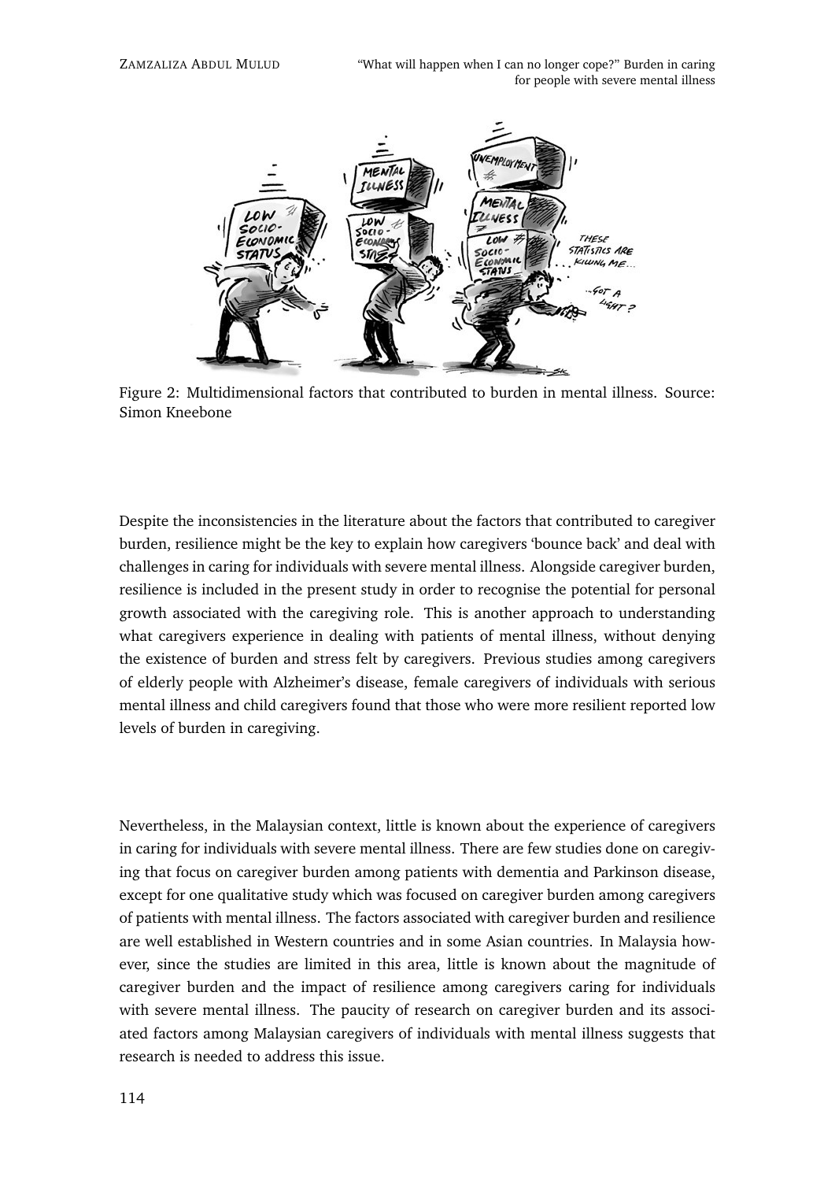Figure 2: Multidimensional factors that contributed to burden in mental illness. Source: Simon Kneebone

Despite the inconsistencies in the literature about the factors that contributed to caregiver burden, resilience might be the key to explain how caregivers 'bounce back' and deal with challenges in caring for individuals with severe mental illness. Alongside caregiver burden, resilience is included in the present study in order to recognise the potential for personal growth associated with the caregiving role. This is another approach to understanding what caregivers experience in dealing with patients of mental illness, without denying the existence of burden and stress felt by caregivers. Previous studies among caregivers of elderly people with Alzheimer's disease, female caregivers of individuals with serious mental illness and child caregivers found that those who were more resilient reported low levels of burden in caregiving.

Nevertheless, in the Malaysian context, little is known about the experience of caregivers in caring for individuals with severe mental illness. There are few studies done on caregiving that focus on caregiver burden among patients with dementia and Parkinson disease, except for one qualitative study which was focused on caregiver burden among caregivers of patients with mental illness. The factors associated with caregiver burden and resilience are well established in Western countries and in some Asian countries. In Malaysia however, since the studies are limited in this area, little is known about the magnitude of caregiver burden and the impact of resilience among caregivers caring for individuals with severe mental illness. The paucity of research on caregiver burden and its associated factors among Malaysian caregivers of individuals with mental illness suggests that research is needed to address this issue.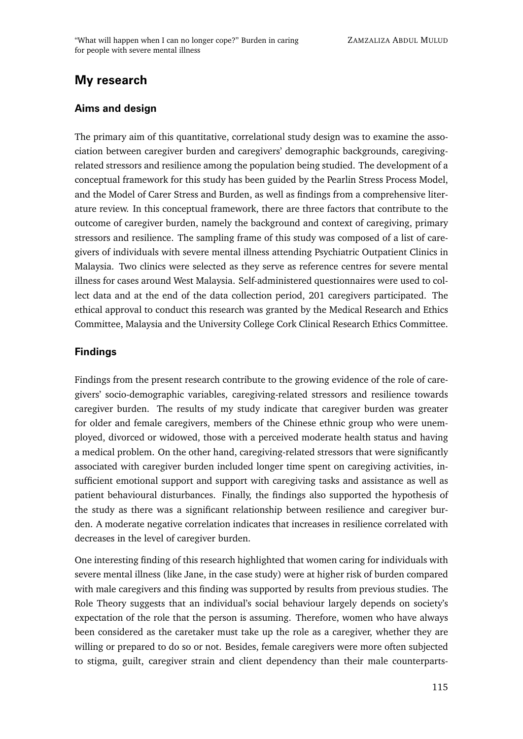## My research

### Aims and design

The primary aim of this quantitative, correlational study design was to examine the association between caregiver burden and caregivers' demographic backgrounds, caregiving-related stressors and resilience among the population being studied. The development of a conceptual framework for this study has been guided by the Pearlin Stress Process Model, and the Model of Carer Stress and Burden, as well as findings from a comprehensive literature review. In this conceptual framework, there are three factors that contribute to the outcome of caregiver burden, namely the background and context of caregiving, primary stressors and resilience. The sampling frame of this study was composed of a list of caregivers of individuals with severe mental illness attending Psychiatric Outpatient Clinics in Malaysia. Two clinics were selected as they serve as reference centres for severe mental illness for cases around West Malaysia. Self-administered questionnaires were used to collect data and at the end of the data collection period, 201 caregivers participated. The ethical approval to conduct this research was granted by the Medical Research and Ethics Committee, Malaysia and the University College Cork Clinical Research Ethics Committee.

### Findings

Findings from the present research contribute to the growing evidence of the role of caregivers' socio-demographic variables, caregiving-related stressors and resilience towards caregiver burden. The results of my study indicate that caregiver burden was greater for older and female caregivers, members of the Chinese ethnic group who were unemployed, divorced or widowed, those with a perceived moderate health status and having a medical problem. On the other hand, caregiving-related stressors that were significantly associated with caregiver burden included longer time spent on caregiving activities, insufficient emotional support and support with caregiving tasks and assistance as well as patient behavioural disturbances. Finally, the findings also supported the hypothesis of the study as there was a significant relationship between resilience and caregiver burden. A moderate negative correlation indicates that increases in resilience correlated with decreases in the level of caregiver burden.

One interesting finding of this research highlighted that women caring for individuals with severe mental illness (like Jane, in the case study) were at higher risk of burden compared with male caregivers and this finding was supported by results from previous studies. The Role Theory suggests that an individual's social behaviour largely depends on society's expectation of the role that the person is assuming. Therefore, women who have always been considered as the caretaker must take up the role as a caregiver, whether they are willing or prepared to do so or not. Besides, female caregivers were more often subjected to stigma, guilt, caregiver strain and client dependency than their male counterparts-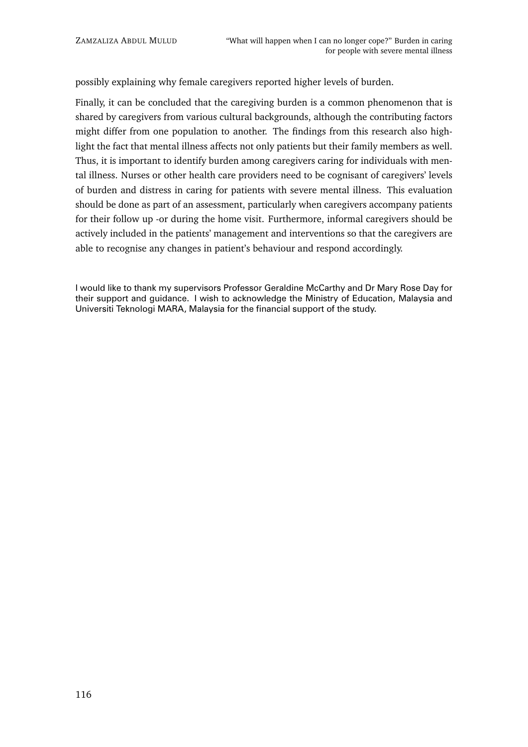possibly explaining why female caregivers reported higher levels of burden.

Finally, it can be concluded that the caregiving burden is a common phenomenon that is shared by caregivers from various cultural backgrounds, although the contributing factors might differ from one population to another. The findings from this research also highlight the fact that mental illness affects not only patients but their family members as well. Thus, it is important to identify burden among caregivers caring for individuals with mental illness. Nurses or other health care providers need to be cognisant of caregivers' levels of burden and distress in caring for patients with severe mental illness. This evaluation should be done as part of an assessment, particularly when caregivers accompany patients for their follow up -or during the home visit. Furthermore, informal caregivers should be actively included in the patients' management and interventions so that the caregivers are able to recognise any changes in patient's behaviour and respond accordingly.

I would like to thank my supervisors Professor Geraldine McCarthy and Dr Mary Rose Day for their support and guidance. I wish to acknowledge the Ministry of Education, Malaysia and Universiti Teknologi MARA, Malaysia for the financial support of the study.